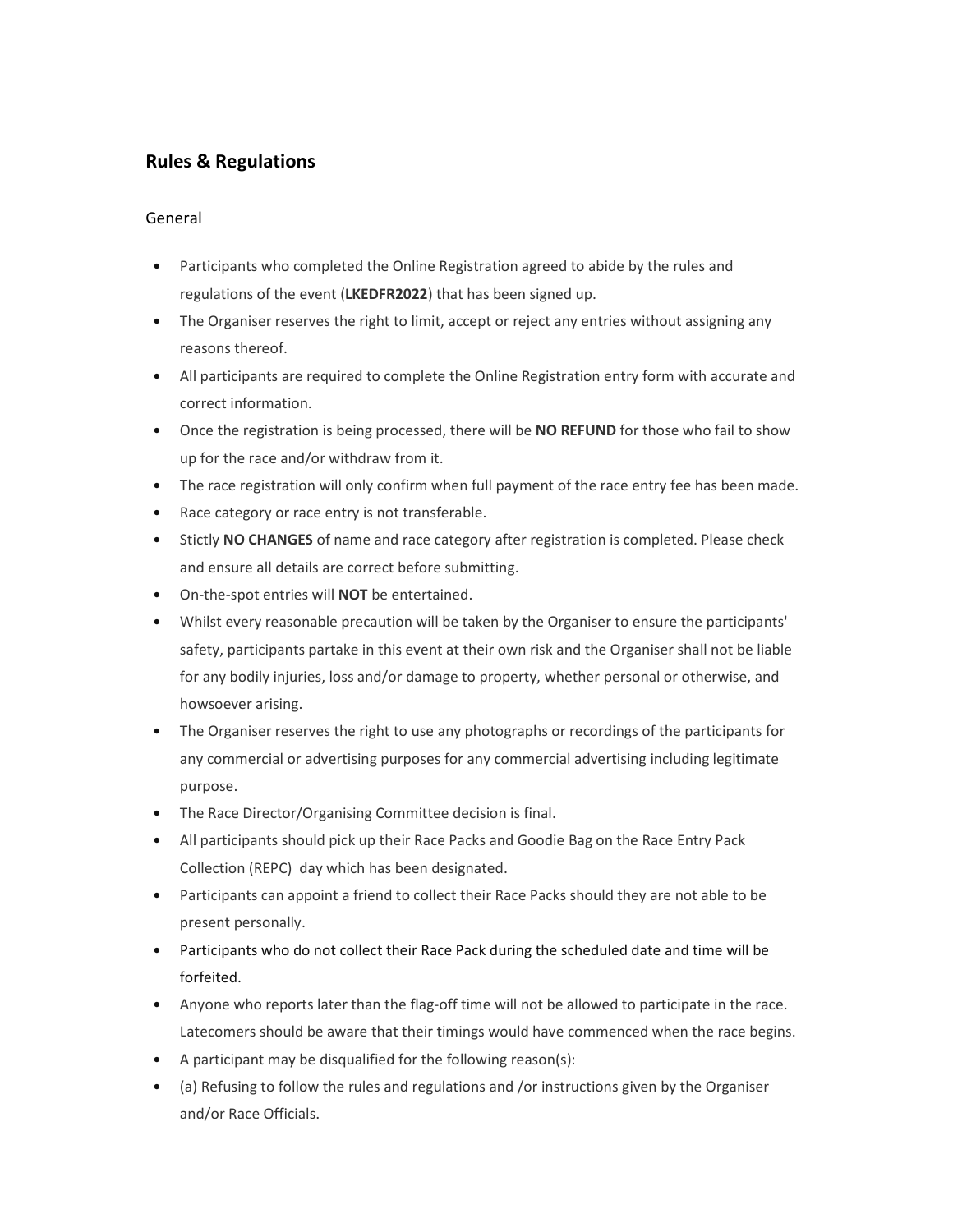## Rules & Regulations

### General

- Participants who completed the Online Registration agreed to abide by the rules and regulations of the event (**LKEDFR2022**) that has been signed up.
- The Organiser reserves the right to limit, accept or reject any entries without assigning any reasons thereof.
- All participants are required to complete the Online Registration entry form with accurate and correct information.
- Once the registration is being processed, there will be **NO REFUND** for those who fail to show up for the race and/or withdraw from it.
- The race registration will only confirm when full payment of the race entry fee has been made.
- Race category or race entry is not transferable.
- Stictly **NO CHANGES** of name and race category after registration is completed. Please check and ensure all details are correct before submitting.
- On-the-spot entries will **NOT** be entertained.
- Whilst every reasonable precaution will be taken by the Organiser to ensure the participants' safety, participants partake in this event at their own risk and the Organiser shall not be liable for any bodily injuries, loss and/or damage to property, whether personal or otherwise, and howsoever arising.
- The Organiser reserves the right to use any photographs or recordings of the participants for any commercial or advertising purposes for any commercial advertising including legitimate purpose.
- The Race Director/Organising Committee decision is final.
- All participants should pick up their Race Packs and Goodie Bag on the Race Entry Pack Collection (REPC) day which has been designated.
- Participants can appoint a friend to collect their Race Packs should they are not able to be present personally.
- Participants who do not collect their Race Pack during the scheduled date and time will be forfeited.
- Anyone who reports later than the flag-off time will not be allowed to participate in the race. Latecomers should be aware that their timings would have commenced when the race begins.
- A participant may be disqualified for the following reason(s):
- (a) Refusing to follow the rules and regulations and /or instructions given by the Organiser and/or Race Officials.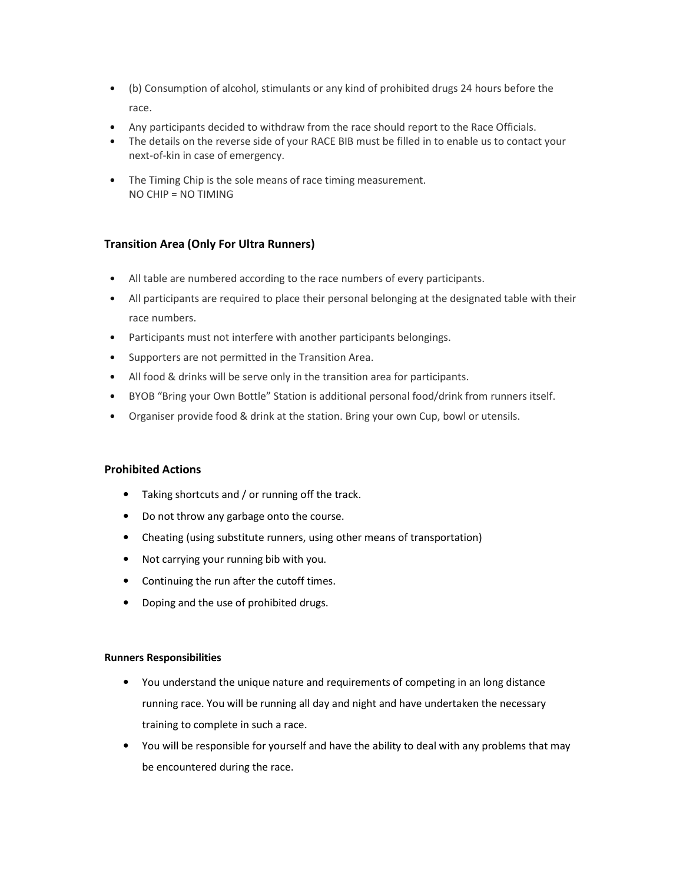- (b) Consumption of alcohol, stimulants or any kind of prohibited drugs 24 hours before the race.
- Any participants decided to withdraw from the race should report to the Race Officials.
- The details on the reverse side of your RACE BIB must be filled in to enable us to contact your next-of-kin in case of emergency.
- The Timing Chip is the sole means of race timing measurement.
  NO CHIP = NO TIMING

### Transition Area (Only For Ultra Runners)

- All table are numbered according to the race numbers of every participants.
- All participants are required to place their personal belonging at the designated table with their race numbers.
- Participants must not interfere with another participants belongings.
- Supporters are not permitted in the Transition Area.
- All food & drinks will be serve only in the transition area for participants.
- BYOB "Bring your Own Bottle" Station is additional personal food/drink from runners itself.
- Organiser provide food & drink at the station. Bring your own Cup, bowl or utensils.

### Prohibited Actions

- Taking shortcuts and / or running off the track.
- Do not throw any garbage onto the course.
- Cheating (using substitute runners, using other means of transportation)
- Not carrying your running bib with you.
- Continuing the run after the cutoff times.
- Doping and the use of prohibited drugs.

#### Runners Responsibilities

- You understand the unique nature and requirements of competing in an long distance running race. You will be running all day and night and have undertaken the necessary training to complete in such a race.
- You will be responsible for yourself and have the ability to deal with any problems that may be encountered during the race.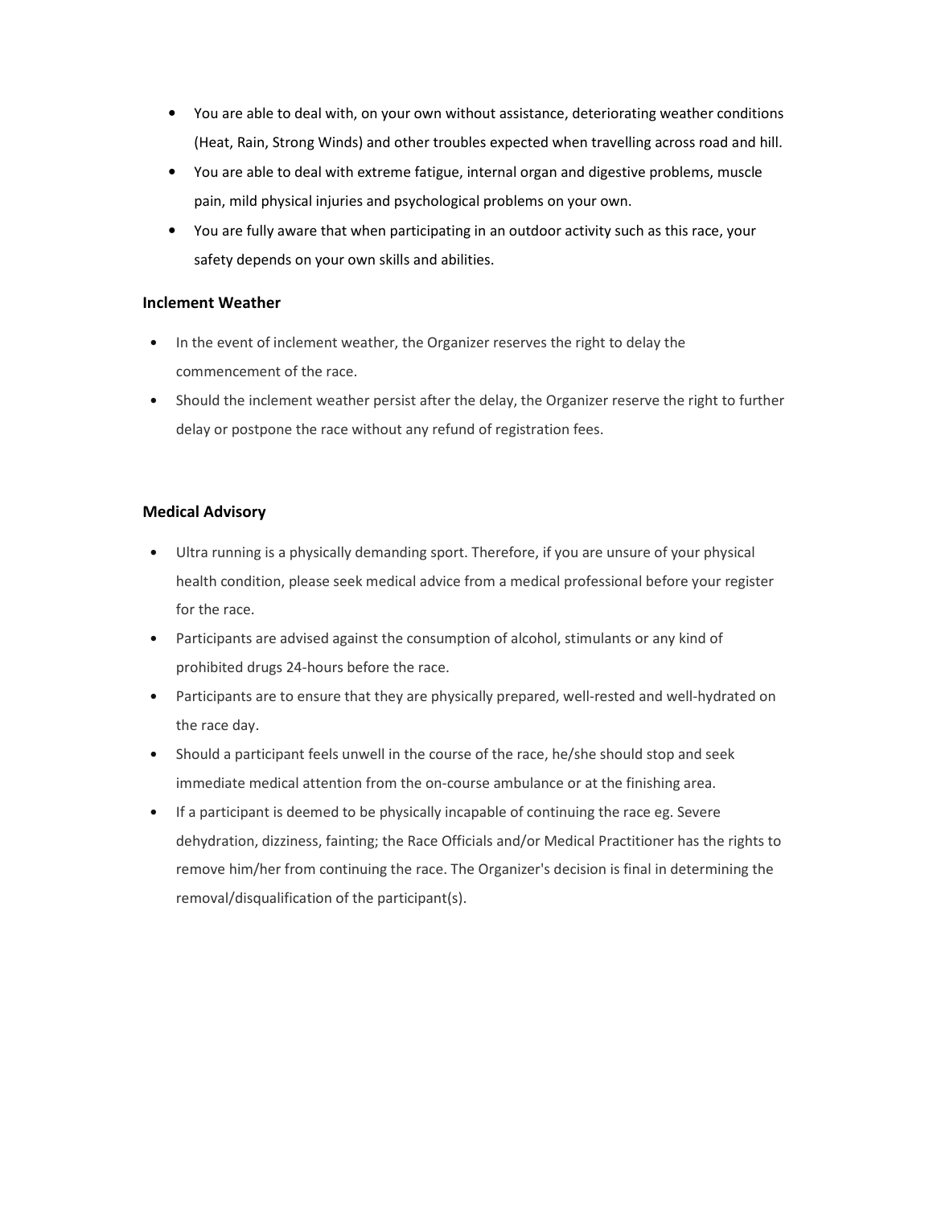- You are able to deal with, on your own without assistance, deteriorating weather conditions (Heat, Rain, Strong Winds) and other troubles expected when travelling across road and hill.
- You are able to deal with extreme fatigue, internal organ and digestive problems, muscle pain, mild physical injuries and psychological problems on your own.
- You are fully aware that when participating in an outdoor activity such as this race, your safety depends on your own skills and abilities.

**Inclement Weather**

- In the event of inclement weather, the Organizer reserves the right to delay the commencement of the race.
- Should the inclement weather persist after the delay, the Organizer reserve the right to further delay or postpone the race without any refund of registration fees.

**Medical Advisory**

- Ultra running is a physically demanding sport. Therefore, if you are unsure of your physical health condition, please seek medical advice from a medical professional before your register for the race.
- Participants are advised against the consumption of alcohol, stimulants or any kind of prohibited drugs 24-hours before the race.
- Participants are to ensure that they are physically prepared, well-rested and well-hydrated on the race day.
- Should a participant feels unwell in the course of the race, he/she should stop and seek immediate medical attention from the on-course ambulance or at the finishing area.
- If a participant is deemed to be physically incapable of continuing the race eg. Severe dehydration, dizziness, fainting; the Race Officials and/or Medical Practitioner has the rights to remove him/her from continuing the race. The Organizer's decision is final in determining the removal/disqualification of the participant(s).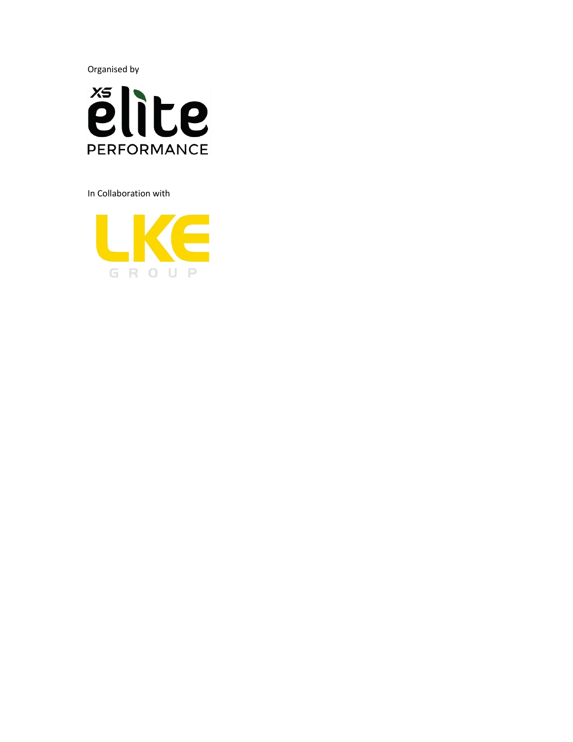Organised by

XS elite PERFORMANCE

In Collaboration with

LKE GROUP